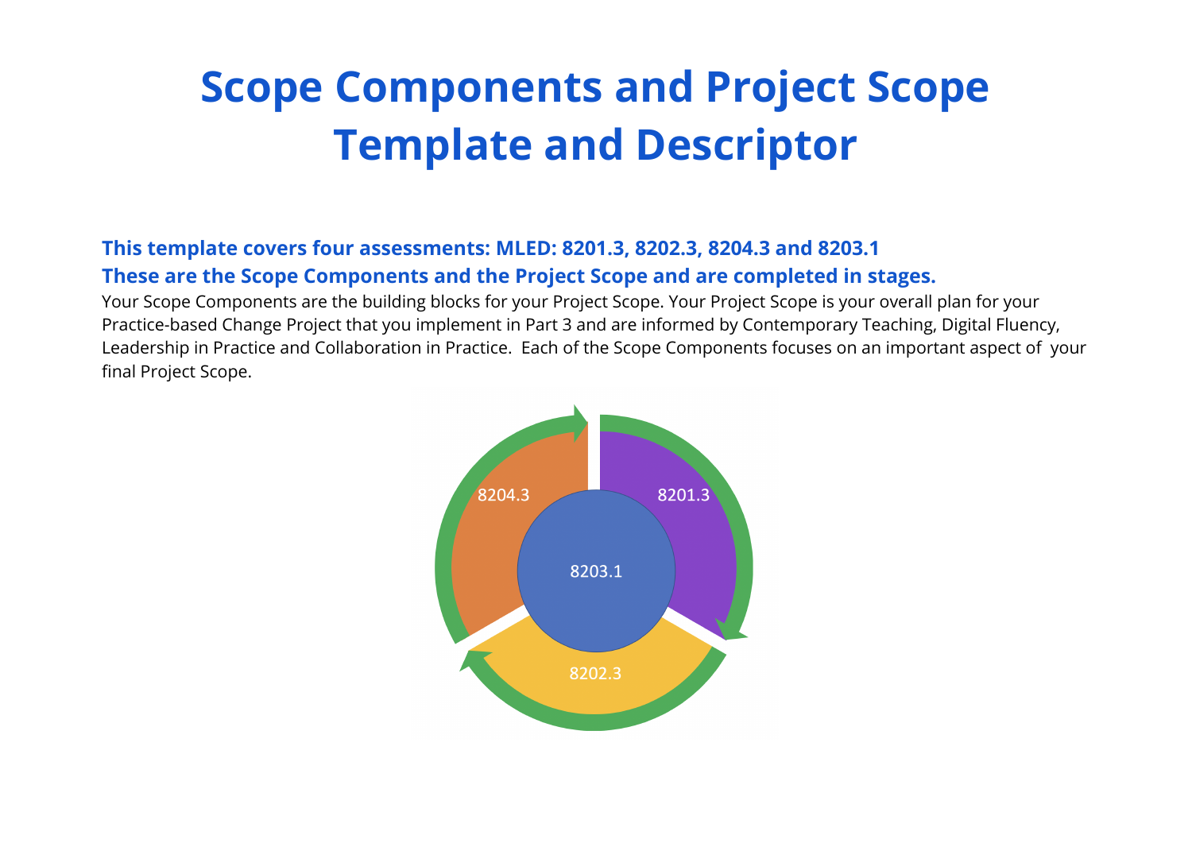# Scope Components and Project Scope Template and Descriptor

**This template covers four assessments: MLED: 8201.3, 8202.3, 8204.3 and 8203.1**

**These are the Scope Components and the Project Scope and are completed in stages.**

Your Scope Components are the building blocks for your Project Scope. Your Project Scope is your overall plan for your Practice-based Change Project that you implement in Part 3 and are informed by Contemporary Teaching, Digital Fluency, Leadership in Practice and Collaboration in Practice. Each of the Scope Components focuses on an important aspect of your final Project Scope.

8204.3

8201.3

8203.1

8202.3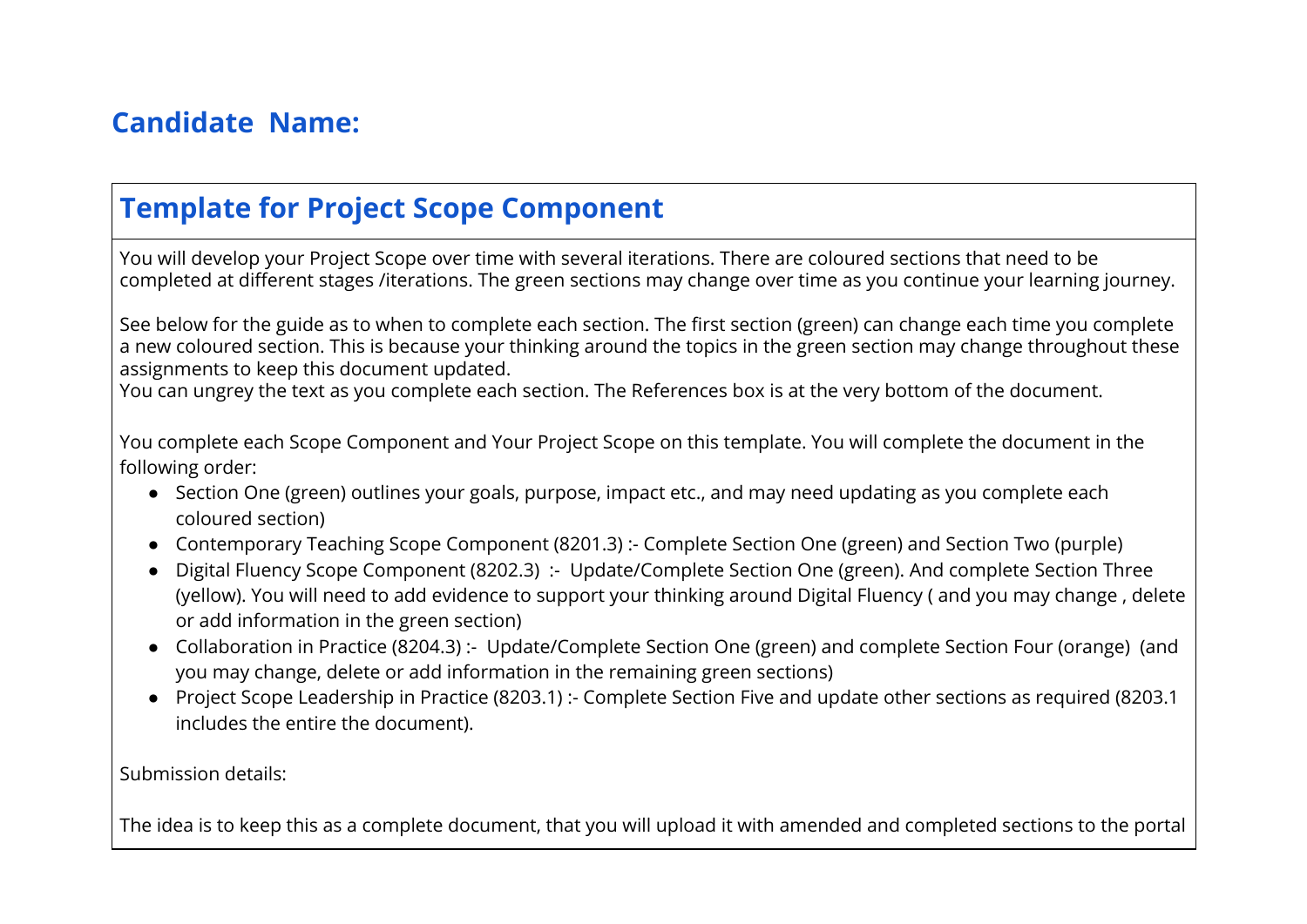## Candidate Name:

## Template for Project Scope Component

You will develop your Project Scope over time with several iterations. There are coloured sections that need to be completed at different stages /iterations. The green sections may change over time as you continue your learning journey.

See below for the guide as to when to complete each section. The first section (green) can change each time you complete a new coloured section. This is because your thinking around the topics in the green section may change throughout these assignments to keep this document updated.
You can ungrey the text as you complete each section. The References box is at the very bottom of the document.

You complete each Scope Component and Your Project Scope on this template. You will complete the document in the following order:

- Section One (green) outlines your goals, purpose, impact etc., and may need updating as you complete each coloured section)
- Contemporary Teaching Scope Component (8201.3) :- Complete Section One (green) and Section Two (purple)
- Digital Fluency Scope Component (8202.3) :- Update/Complete Section One (green). And complete Section Three (yellow). You will need to add evidence to support your thinking around Digital Fluency ( and you may change , delete or add information in the green section)
- Collaboration in Practice (8204.3) :- Update/Complete Section One (green) and complete Section Four (orange) (and you may change, delete or add information in the remaining green sections)
- Project Scope Leadership in Practice (8203.1) :- Complete Section Five and update other sections as required (8203.1 includes the entire the document).

Submission details:

The idea is to keep this as a complete document, that you will upload it with amended and completed sections to the portal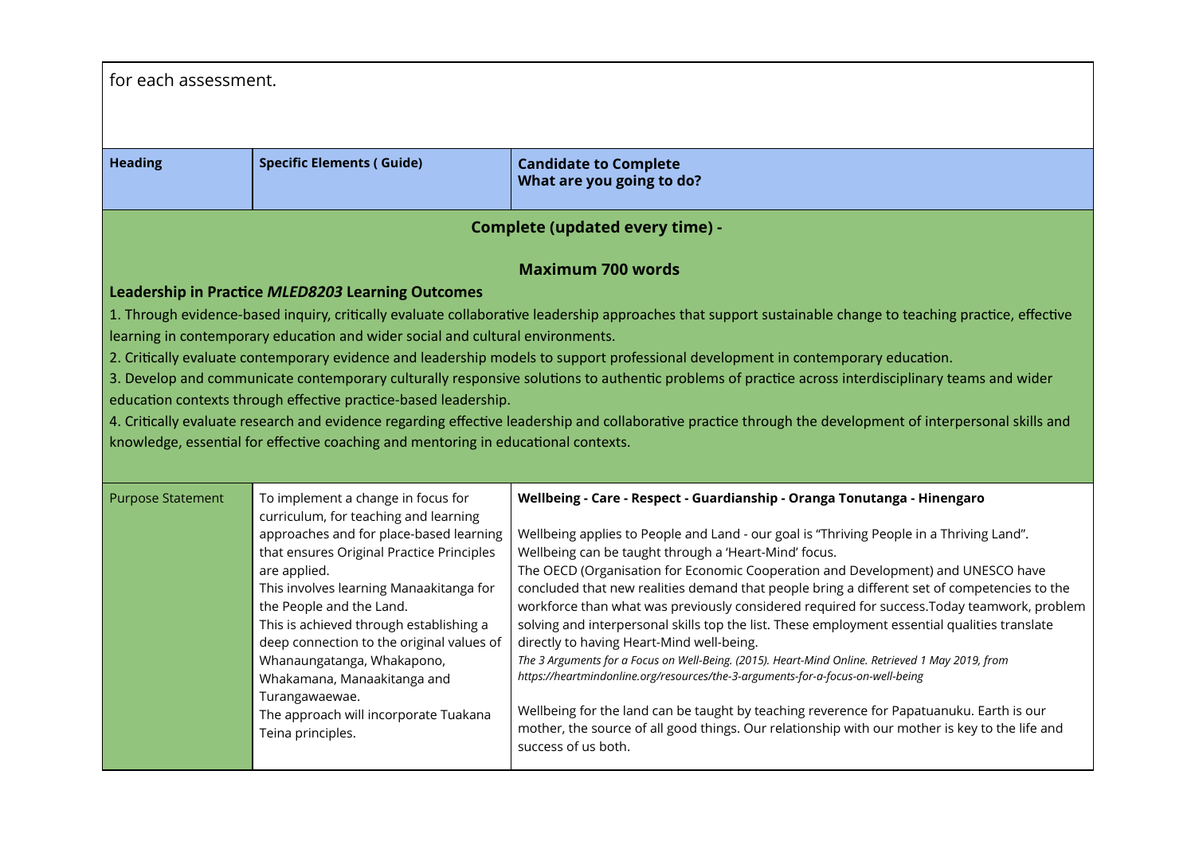for each assessment.

| Heading | Specific Elements ( Guide) | Candidate to Complete<br>What are you going to do? |
|---|---|---|
| **Complete (updated every time) -**<br><br>**Maximum 700 words**<br><br>**Leadership in Practice *MLED8203* Learning Outcomes**<br>1. Through evidence-based inquiry, critically evaluate collaborative leadership approaches that support sustainable change to teaching practice, effective learning in contemporary education and wider social and cultural environments.<br>2. Critically evaluate contemporary evidence and leadership models to support professional development in contemporary education.<br>3. Develop and communicate contemporary culturally responsive solutions to authentic problems of practice across interdisciplinary teams and wider education contexts through effective practice-based leadership.<br>4. Critically evaluate research and evidence regarding effective leadership and collaborative practice through the development of interpersonal skills and knowledge, essential for effective coaching and mentoring in educational contexts. | | |
| Purpose Statement | To implement a change in focus for curriculum, for teaching and learning approaches and for place-based learning that ensures Original Practice Principles are applied.<br>This involves learning Manaakitanga for the People and the Land.<br>This is achieved through establishing a deep connection to the original values of Whanaungatanga, Whakapono, Whakamana, Manaakitanga and Turangawaewae.<br>The approach will incorporate Tuakana Teina principles. | **Wellbeing - Care - Respect - Guardianship - Oranga Tonutanga - Hinengaro**<br><br>Wellbeing applies to People and Land - our goal is "Thriving People in a Thriving Land".<br>Wellbeing can be taught through a 'Heart-Mind' focus.<br>The OECD (Organisation for Economic Cooperation and Development) and UNESCO have concluded that new realities demand that people bring a different set of competencies to the workforce than what was previously considered required for success.Today teamwork, problem solving and interpersonal skills top the list. These employment essential qualities translate directly to having Heart-Mind well-being.<br>*The 3 Arguments for a Focus on Well-Being. (2015). Heart-Mind Online. Retrieved 1 May 2019, from https://heartmindonline.org/resources/the-3-arguments-for-a-focus-on-well-being*<br><br>Wellbeing for the land can be taught by teaching reverence for Papatuanuku. Earth is our mother, the source of all good things. Our relationship with our mother is key to the life and success of us both. |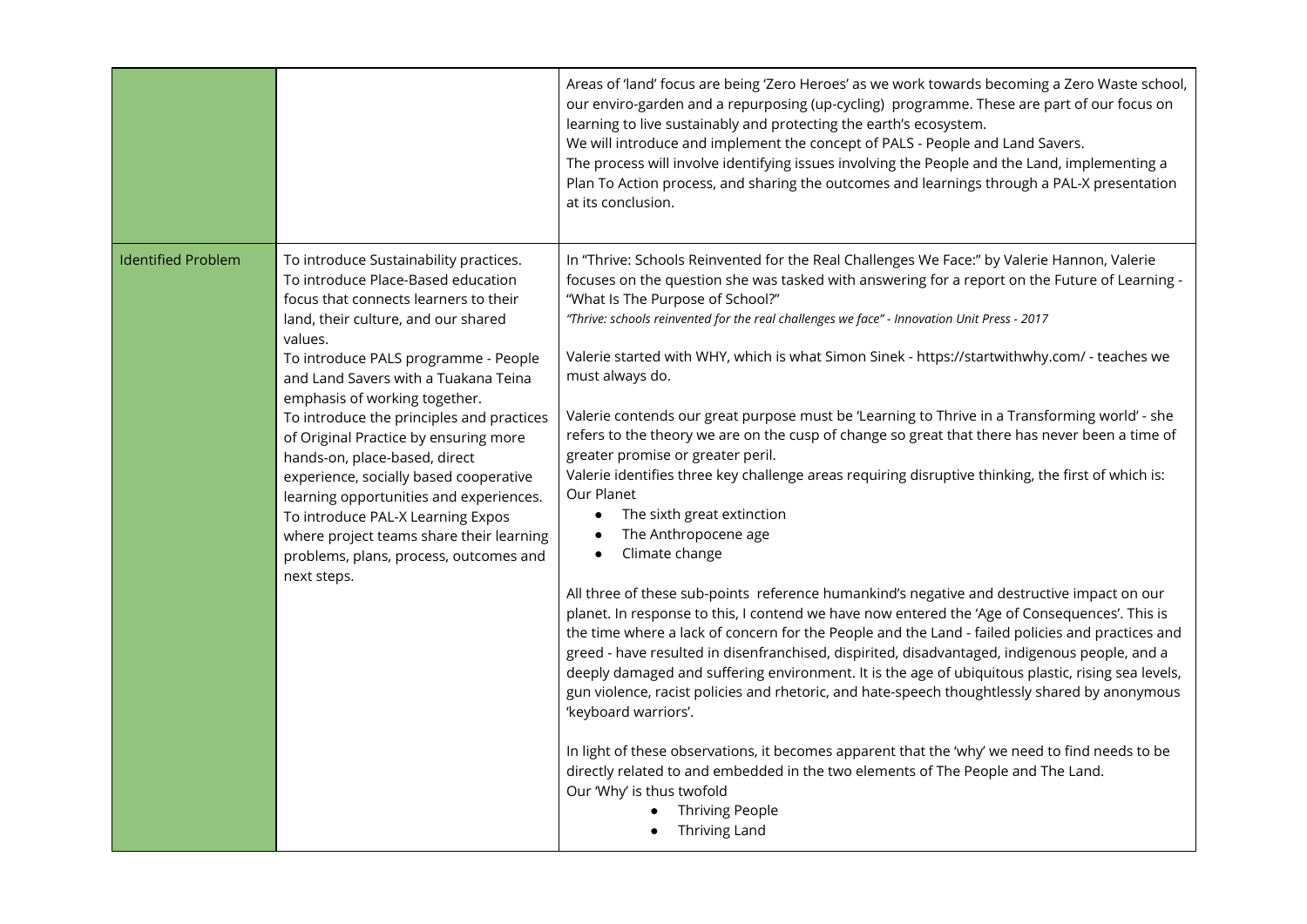| | | |
|---|---|---|
| | | Areas of 'land' focus are being 'Zero Heroes' as we work towards becoming a Zero Waste school, our enviro-garden and a repurposing (up-cycling) programme. These are part of our focus on learning to live sustainably and protecting the earth's ecosystem.<br>We will introduce and implement the concept of PALS - People and Land Savers.<br>The process will involve identifying issues involving the People and the Land, implementing a Plan To Action process, and sharing the outcomes and learnings through a PAL-X presentation at its conclusion. |
| Identified Problem | To introduce Sustainability practices.<br>To introduce Place-Based education focus that connects learners to their land, their culture, and our shared values.<br>To introduce PALS programme - People and Land Savers with a Tuakana Teina emphasis of working together.<br>To introduce the principles and practices of Original Practice by ensuring more hands-on, place-based, direct experience, socially based cooperative learning opportunities and experiences.<br>To introduce PAL-X Learning Expos where project teams share their learning problems, plans, process, outcomes and next steps. | In "Thrive: Schools Reinvented for the Real Challenges We Face:" by Valerie Hannon, Valerie focuses on the question she was tasked with answering for a report on the Future of Learning - "What Is The Purpose of School?"<br>*"Thrive: schools reinvented for the real challenges we face" - Innovation Unit Press - 2017*<br><br>Valerie started with WHY, which is what Simon Sinek - https://startwithwhy.com/ - teaches we must always do.<br><br>Valerie contends our great purpose must be 'Learning to Thrive in a Transforming world' - she refers to the theory we are on the cusp of change so great that there has never been a time of greater promise or greater peril.<br>Valerie identifies three key challenge areas requiring disruptive thinking, the first of which is: Our Planet<br>• The sixth great extinction<br>• The Anthropocene age<br>• Climate change<br><br>All three of these sub-points reference humankind's negative and destructive impact on our planet. In response to this, I contend we have now entered the 'Age of Consequences'. This is the time where a lack of concern for the People and the Land - failed policies and practices and greed - have resulted in disenfranchised, dispirited, disadvantaged, indigenous people, and a deeply damaged and suffering environment. It is the age of ubiquitous plastic, rising sea levels, gun violence, racist policies and rhetoric, and hate-speech thoughtlessly shared by anonymous 'keyboard warriors'.<br><br>In light of these observations, it becomes apparent that the 'why' we need to find needs to be directly related to and embedded in the two elements of The People and The Land.<br>Our 'Why' is thus twofold<br>• Thriving People<br>• Thriving Land |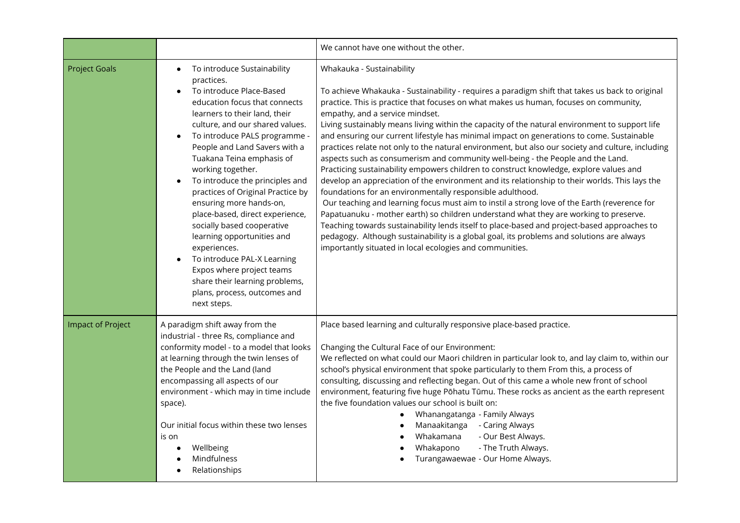| | | We cannot have one without the other. |
|---|---|---|
| Project Goals | • To introduce Sustainability practices.<br>• To introduce Place-Based education focus that connects learners to their land, their culture, and our shared values.<br>• To introduce PALS programme - People and Land Savers with a Tuakana Teina emphasis of working together.<br>• To introduce the principles and practices of Original Practice by ensuring more hands-on, place-based, direct experience, socially based cooperative learning opportunities and experiences.<br>• To introduce PAL-X Learning Expos where project teams share their learning problems, plans, process, outcomes and next steps. | Whakauka - Sustainability<br><br>To achieve Whakauka - Sustainability - requires a paradigm shift that takes us back to original practice. This is practice that focuses on what makes us human, focuses on community, empathy, and a service mindset.<br>Living sustainably means living within the capacity of the natural environment to support life and ensuring our current lifestyle has minimal impact on generations to come. Sustainable practices relate not only to the natural environment, but also our society and culture, including aspects such as consumerism and community well-being - the People and the Land.<br>Practicing sustainability empowers children to construct knowledge, explore values and develop an appreciation of the environment and its relationship to their worlds. This lays the foundations for an environmentally responsible adulthood.<br>Our teaching and learning focus must aim to instil a strong love of the Earth (reverence for Papatuanuku - mother earth) so children understand what they are working to preserve. Teaching towards sustainability lends itself to place-based and project-based approaches to pedagogy. Although sustainability is a global goal, its problems and solutions are always importantly situated in local ecologies and communities. |
| Impact of Project | A paradigm shift away from the industrial - three Rs, compliance and conformity model - to a model that looks at learning through the twin lenses of the People and the Land (land encompassing all aspects of our environment - which may in time include space).<br><br>Our initial focus within these two lenses is on<br>• Wellbeing<br>• Mindfulness<br>• Relationships | Place based learning and culturally responsive place-based practice.<br><br>Changing the Cultural Face of our Environment:<br>We reflected on what could our Maori children in particular look to, and lay claim to, within our school's physical environment that spoke particularly to them From this, a process of consulting, discussing and reflecting began. Out of this came a whole new front of school environment, featuring five huge Pōhatu Tūmu. These rocks as ancient as the earth represent the five foundation values our school is built on:<br>• Whanangatanga - Family Always<br>• Manaakitanga - Caring Always<br>• Whakamana - Our Best Always.<br>• Whakapono - The Truth Always.<br>• Turangawaewae - Our Home Always. |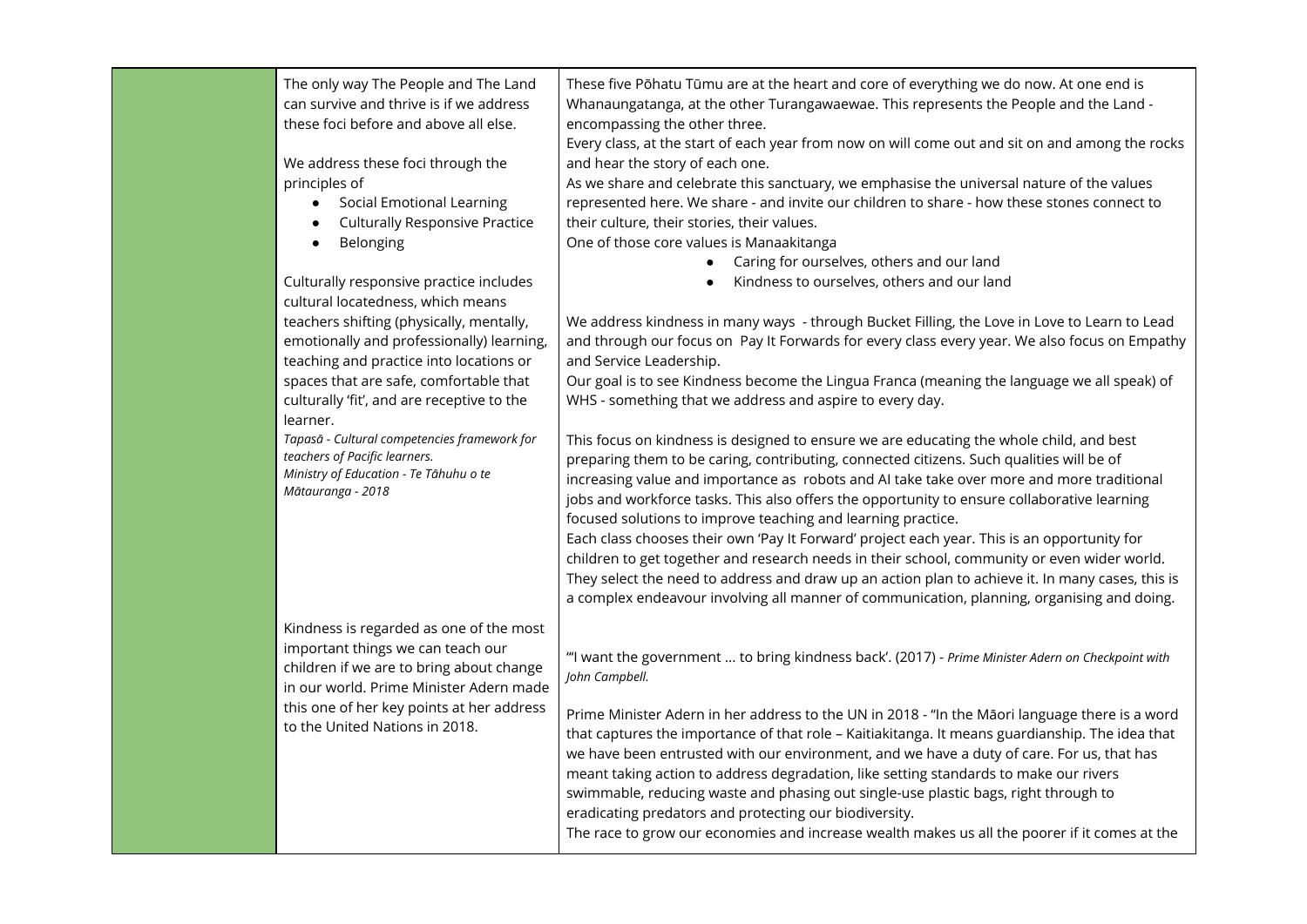| | | |
|---|---|---|
| | The only way The People and The Land can survive and thrive is if we address these foci before and above all else.<br><br>We address these foci through the principles of<br>• Social Emotional Learning<br>• Culturally Responsive Practice<br>• Belonging<br><br>Culturally responsive practice includes cultural locatedness, which means teachers shifting (physically, mentally, emotionally and professionally) learning, teaching and practice into locations or spaces that are safe, comfortable that culturally 'fit', and are receptive to the learner.<br>*Tapasā - Cultural competencies framework for teachers of Pacific learners.*<br>*Ministry of Education - Te Tāhuhu o te Mātauranga - 2018* | These five Pōhatu Tūmu are at the heart and core of everything we do now. At one end is Whanaungatanga, at the other Turangawaewae. This represents the People and the Land - encompassing the other three.<br>Every class, at the start of each year from now on will come out and sit on and among the rocks and hear the story of each one.<br>As we share and celebrate this sanctuary, we emphasise the universal nature of the values represented here. We share - and invite our children to share - how these stones connect to their culture, their stories, their values.<br>One of those core values is Manaakitanga<br>• Caring for ourselves, others and our land<br>• Kindness to ourselves, others and our land<br><br>We address kindness in many ways - through Bucket Filling, the Love in Love to Learn to Lead and through our focus on Pay It Forwards for every class every year. We also focus on Empathy and Service Leadership.<br>Our goal is to see Kindness become the Lingua Franca (meaning the language we all speak) of WHS - something that we address and aspire to every day.<br><br>This focus on kindness is designed to ensure we are educating the whole child, and best preparing them to be caring, contributing, connected citizens. Such qualities will be of increasing value and importance as robots and AI take take over more and more traditional jobs and workforce tasks. This also offers the opportunity to ensure collaborative learning focused solutions to improve teaching and learning practice.<br>Each class chooses their own 'Pay It Forward' project each year. This is an opportunity for children to get together and research needs in their school, community or even wider world. They select the need to address and draw up an action plan to achieve it. In many cases, this is a complex endeavour involving all manner of communication, planning, organising and doing. |
| | Kindness is regarded as one of the most important things we can teach our children if we are to bring about change in our world. Prime Minister Adern made this one of her key points at her address to the United Nations in 2018. | "'I want the government ... to bring kindness back'. (2017) - *Prime Minister Adern on Checkpoint with John Campbell.*<br><br>Prime Minister Adern in her address to the UN in 2018 - "In the Māori language there is a word that captures the importance of that role – Kaitiakitanga. It means guardianship. The idea that we have been entrusted with our environment, and we have a duty of care. For us, that has meant taking action to address degradation, like setting standards to make our rivers swimmable, reducing waste and phasing out single-use plastic bags, right through to eradicating predators and protecting our biodiversity.<br>The race to grow our economies and increase wealth makes us all the poorer if it comes at the |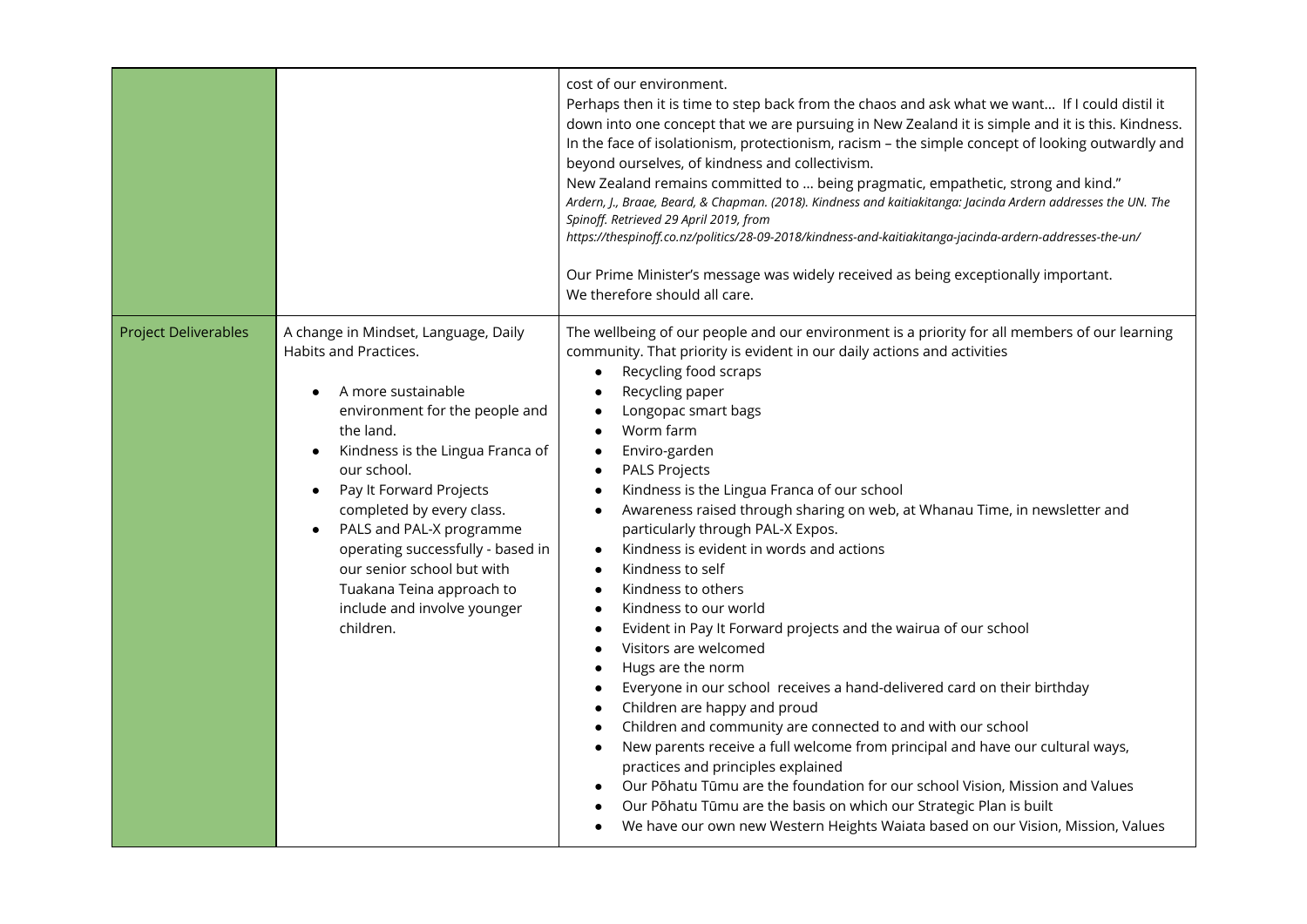| | | |
|---|---|---|
| | | cost of our environment.<br>Perhaps then it is time to step back from the chaos and ask what we want… If I could distil it down into one concept that we are pursuing in New Zealand it is simple and it is this. Kindness. In the face of isolationism, protectionism, racism – the simple concept of looking outwardly and beyond ourselves, of kindness and collectivism.<br>New Zealand remains committed to … being pragmatic, empathetic, strong and kind."<br>*Ardern, J., Braae, Beard, & Chapman. (2018). Kindness and kaitiakitanga: Jacinda Ardern addresses the UN. The Spinoff. Retrieved 29 April 2019, from https://thespinoff.co.nz/politics/28-09-2018/kindness-and-kaitiakitanga-jacinda-ardern-addresses-the-un/*<br><br>Our Prime Minister's message was widely received as being exceptionally important.<br>We therefore should all care. |
| Project Deliverables | A change in Mindset, Language, Daily Habits and Practices.<br><br>• A more sustainable environment for the people and the land.<br>• Kindness is the Lingua Franca of our school.<br>• Pay It Forward Projects completed by every class.<br>• PALS and PAL-X programme operating successfully - based in our senior school but with Tuakana Teina approach to include and involve younger children. | The wellbeing of our people and our environment is a priority for all members of our learning community. That priority is evident in our daily actions and activities<br>• Recycling food scraps<br>• Recycling paper<br>• Longopac smart bags<br>• Worm farm<br>• Enviro-garden<br>• PALS Projects<br>• Kindness is the Lingua Franca of our school<br>• Awareness raised through sharing on web, at Whanau Time, in newsletter and particularly through PAL-X Expos.<br>• Kindness is evident in words and actions<br>• Kindness to self<br>• Kindness to others<br>• Kindness to our world<br>• Evident in Pay It Forward projects and the wairua of our school<br>• Visitors are welcomed<br>• Hugs are the norm<br>• Everyone in our school receives a hand-delivered card on their birthday<br>• Children are happy and proud<br>• Children and community are connected to and with our school<br>• New parents receive a full welcome from principal and have our cultural ways, practices and principles explained<br>• Our Pōhatu Tūmu are the foundation for our school Vision, Mission and Values<br>• Our Pōhatu Tūmu are the basis on which our Strategic Plan is built<br>• We have our own new Western Heights Waiata based on our Vision, Mission, Values |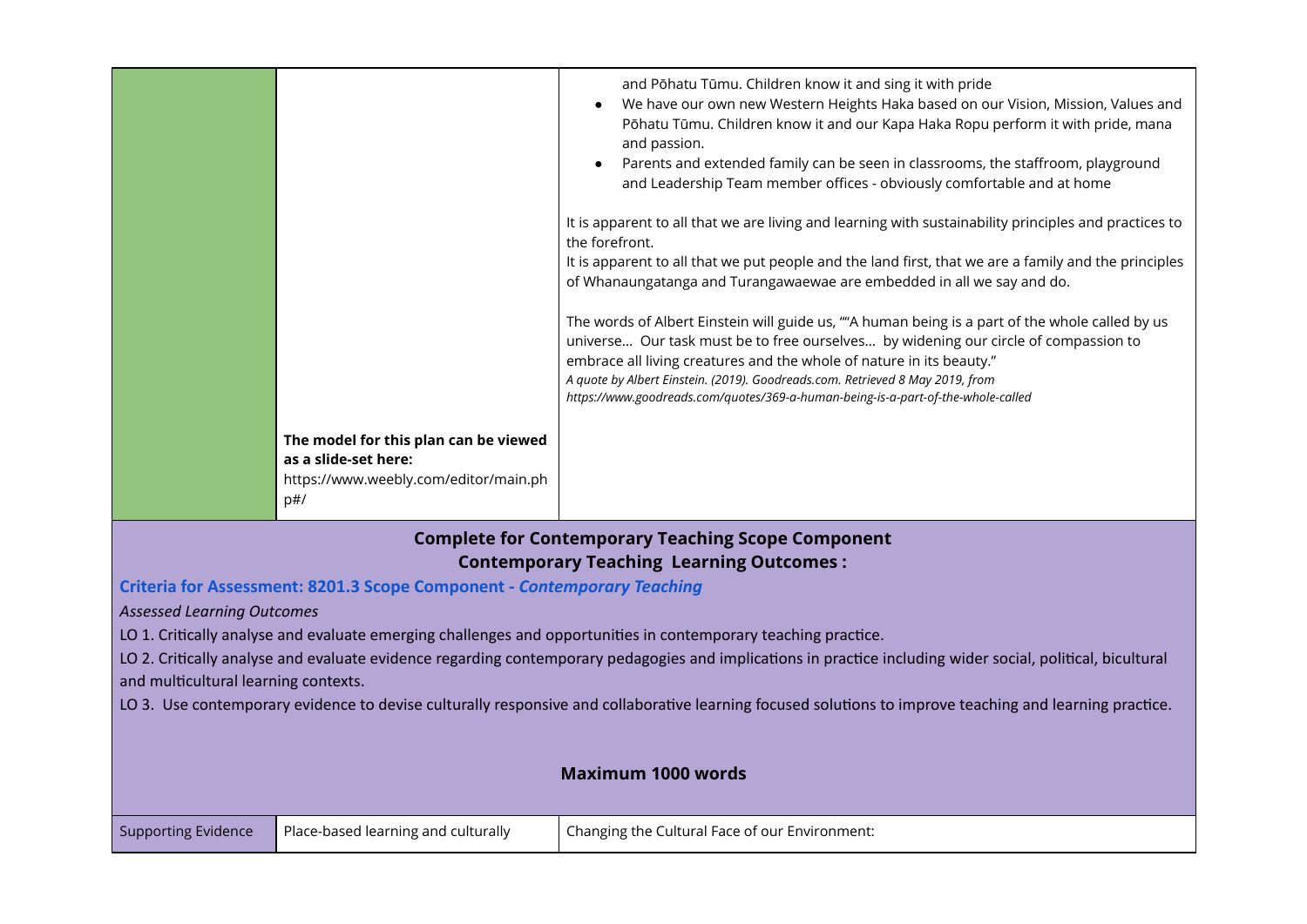| | | |
|---|---|---|
| | The model for this plan can be viewed as a slide-set here:<br>https://www.weebly.com/editor/main.php#/ | and Pōhatu Tūmu. Children know it and sing it with pride<br>• We have our own new Western Heights Haka based on our Vision, Mission, Values and Pōhatu Tūmu. Children know it and our Kapa Haka Ropu perform it with pride, mana and passion.<br>• Parents and extended family can be seen in classrooms, the staffroom, playground and Leadership Team member offices - obviously comfortable and at home<br><br>It is apparent to all that we are living and learning with sustainability principles and practices to the forefront.<br>It is apparent to all that we put people and the land first, that we are a family and the principles of Whanaungatanga and Turangawaewae are embedded in all we say and do.<br><br>The words of Albert Einstein will guide us, ""A human being is a part of the whole called by us universe… Our task must be to free ourselves… by widening our circle of compassion to embrace all living creatures and the whole of nature in its beauty."<br>*A quote by Albert Einstein. (2019). Goodreads.com. Retrieved 8 May 2019, from https://www.goodreads.com/quotes/369-a-human-being-is-a-part-of-the-whole-called* |

**Complete for Contemporary Teaching Scope Component**
**Contemporary Teaching Learning Outcomes :**

**Criteria for Assessment: 8201.3 Scope Component - *Contemporary Teaching***

*Assessed Learning Outcomes*

LO 1. Critically analyse and evaluate emerging challenges and opportunities in contemporary teaching practice.

LO 2. Critically analyse and evaluate evidence regarding contemporary pedagogies and implications in practice including wider social, political, bicultural and multicultural learning contexts.

LO 3. Use contemporary evidence to devise culturally responsive and collaborative learning focused solutions to improve teaching and learning practice.

**Maximum 1000 words**

| | | |
|---|---|---|
| Supporting Evidence | Place-based learning and culturally | Changing the Cultural Face of our Environment: |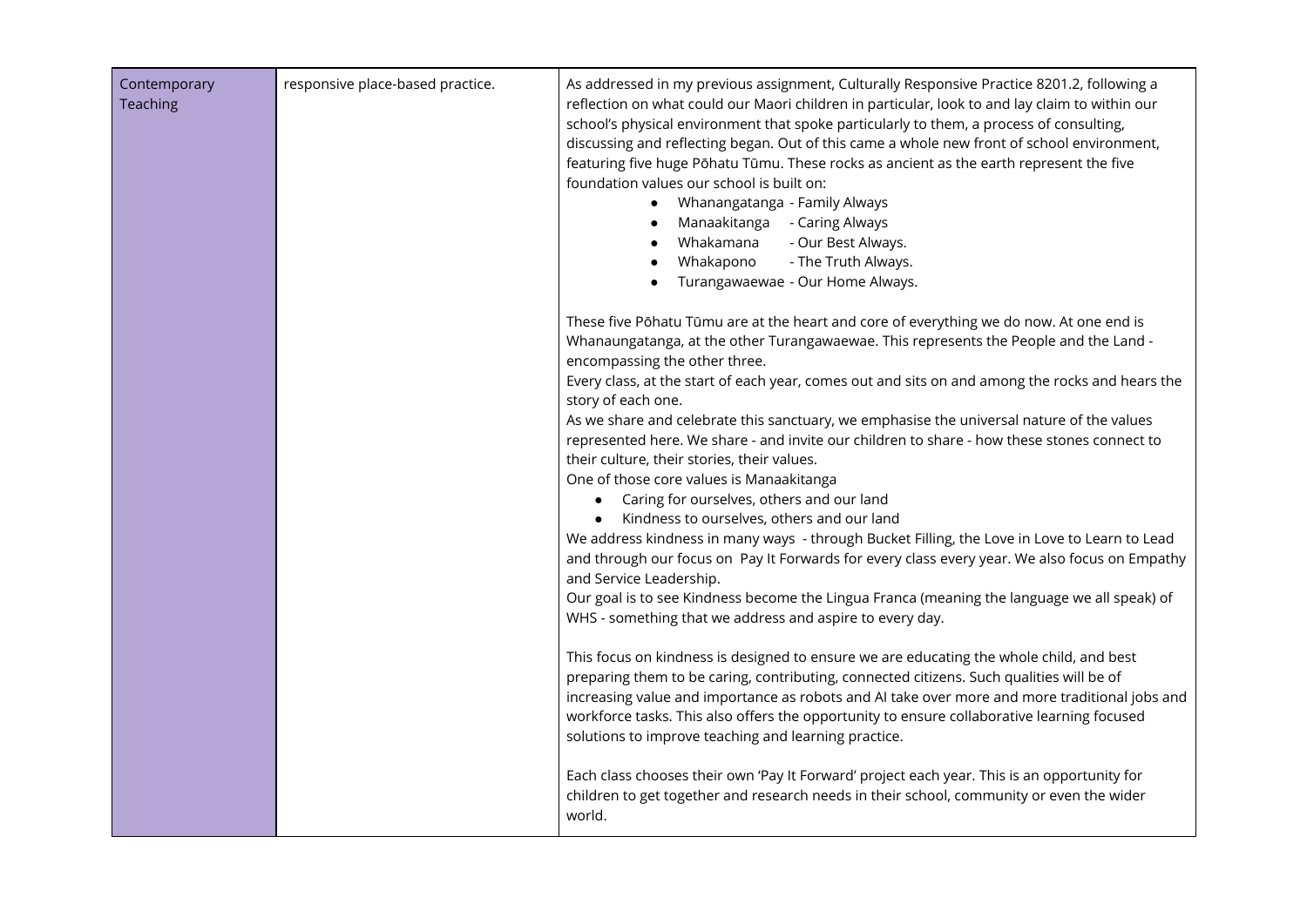| | | |
|---|---|---|
| Contemporary Teaching | responsive place-based practice. | As addressed in my previous assignment, Culturally Responsive Practice 8201.2, following a reflection on what could our Maori children in particular, look to and lay claim to within our school's physical environment that spoke particularly to them, a process of consulting, discussing and reflecting began. Out of this came a whole new front of school environment, featuring five huge Pōhatu Tūmu. These rocks as ancient as the earth represent the five foundation values our school is built on:<br>• Whanangatanga - Family Always<br>• Manaakitanga - Caring Always<br>• Whakamana - Our Best Always.<br>• Whakapono - The Truth Always.<br>• Turangawaewae - Our Home Always.<br><br>These five Pōhatu Tūmu are at the heart and core of everything we do now. At one end is Whanaungatanga, at the other Turangawaewae. This represents the People and the Land - encompassing the other three.<br>Every class, at the start of each year, comes out and sits on and among the rocks and hears the story of each one.<br>As we share and celebrate this sanctuary, we emphasise the universal nature of the values represented here. We share - and invite our children to share - how these stones connect to their culture, their stories, their values.<br>One of those core values is Manaakitanga<br>• Caring for ourselves, others and our land<br>• Kindness to ourselves, others and our land<br>We address kindness in many ways - through Bucket Filling, the Love in Love to Learn to Lead and through our focus on Pay It Forwards for every class every year. We also focus on Empathy and Service Leadership.<br>Our goal is to see Kindness become the Lingua Franca (meaning the language we all speak) of WHS - something that we address and aspire to every day.<br><br>This focus on kindness is designed to ensure we are educating the whole child, and best preparing them to be caring, contributing, connected citizens. Such qualities will be of increasing value and importance as robots and AI take over more and more traditional jobs and workforce tasks. This also offers the opportunity to ensure collaborative learning focused solutions to improve teaching and learning practice.<br><br>Each class chooses their own 'Pay It Forward' project each year. This is an opportunity for children to get together and research needs in their school, community or even the wider world. |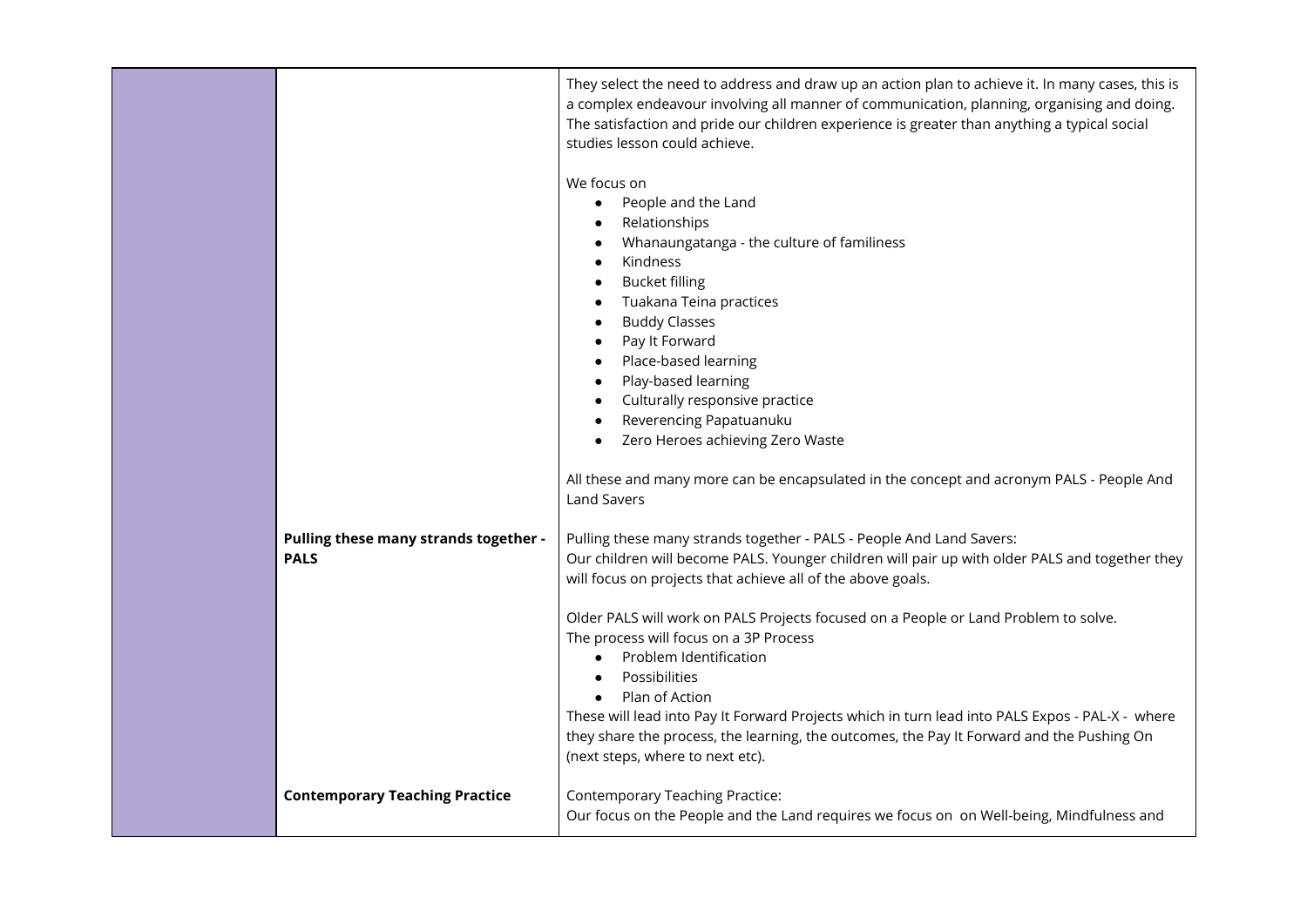| | | |
|---|---|---|
| | | They select the need to address and draw up an action plan to achieve it. In many cases, this is a complex endeavour involving all manner of communication, planning, organising and doing. The satisfaction and pride our children experience is greater than anything a typical social studies lesson could achieve.<br><br>We focus on<ul><li>People and the Land</li><li>Relationships</li><li>Whanaungatanga - the culture of familiness</li><li>Kindness</li><li>Bucket filling</li><li>Tuakana Teina practices</li><li>Buddy Classes</li><li>Pay It Forward</li><li>Place-based learning</li><li>Play-based learning</li><li>Culturally responsive practice</li><li>Reverencing Papatuanuku</li><li>Zero Heroes achieving Zero Waste</li></ul>All these and many more can be encapsulated in the concept and acronym PALS - People And Land Savers |
| | **Pulling these many strands together - PALS** | Pulling these many strands together - PALS - People And Land Savers:<br>Our children will become PALS. Younger children will pair up with older PALS and together they will focus on projects that achieve all of the above goals.<br><br>Older PALS will work on PALS Projects focused on a People or Land Problem to solve.<br>The process will focus on a 3P Process<ul><li>Problem Identification</li><li>Possibilities</li><li>Plan of Action</li></ul>These will lead into Pay It Forward Projects which in turn lead into PALS Expos - PAL-X - where they share the process, the learning, the outcomes, the Pay It Forward and the Pushing On (next steps, where to next etc). |
| | **Contemporary Teaching Practice** | Contemporary Teaching Practice:<br>Our focus on the People and the Land requires we focus on on Well-being, Mindfulness and |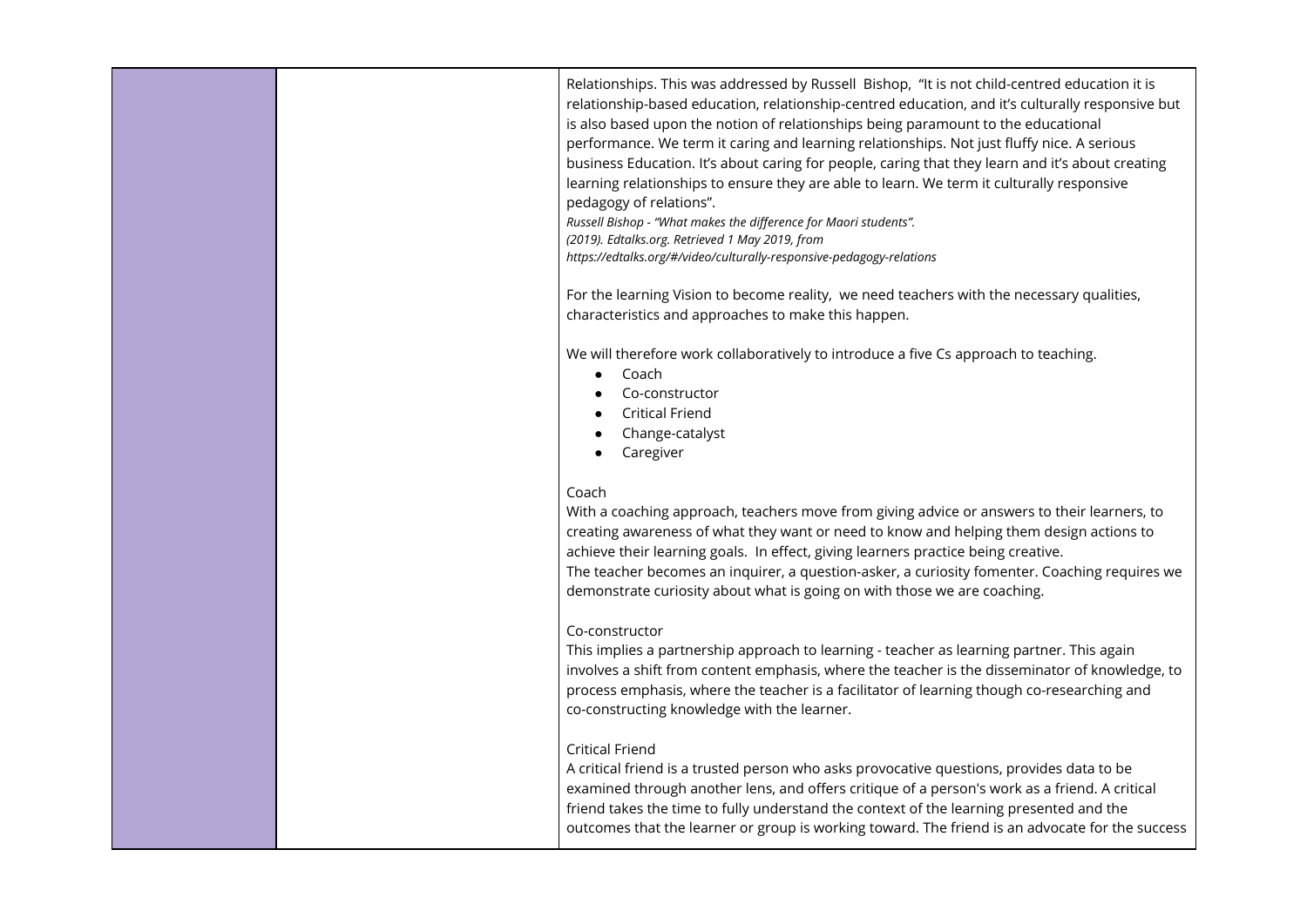| | | |
|---|---|---|
| | | Relationships. This was addressed by Russell Bishop, "It is not child-centred education it is relationship-based education, relationship-centred education, and it's culturally responsive but is also based upon the notion of relationships being paramount to the educational performance. We term it caring and learning relationships. Not just fluffy nice. A serious business Education. It's about caring for people, caring that they learn and it's about creating learning relationships to ensure they are able to learn. We term it culturally responsive pedagogy of relations".<br>*Russell Bishop - "What makes the difference for Maori students".*<br>*(2019). Edtalks.org. Retrieved 1 May 2019, from*<br>*https://edtalks.org/#/video/culturally-responsive-pedagogy-relations*<br><br>For the learning Vision to become reality, we need teachers with the necessary qualities, characteristics and approaches to make this happen.<br><br>We will therefore work collaboratively to introduce a five Cs approach to teaching.<br>• Coach<br>• Co-constructor<br>• Critical Friend<br>• Change-catalyst<br>• Caregiver<br><br>Coach<br>With a coaching approach, teachers move from giving advice or answers to their learners, to creating awareness of what they want or need to know and helping them design actions to achieve their learning goals. In effect, giving learners practice being creative.<br>The teacher becomes an inquirer, a question-asker, a curiosity fomenter. Coaching requires we demonstrate curiosity about what is going on with those we are coaching.<br><br>Co-constructor<br>This implies a partnership approach to learning - teacher as learning partner. This again involves a shift from content emphasis, where the teacher is the disseminator of knowledge, to process emphasis, where the teacher is a facilitator of learning though co-researching and co-constructing knowledge with the learner.<br><br>Critical Friend<br>A critical friend is a trusted person who asks provocative questions, provides data to be examined through another lens, and offers critique of a person's work as a friend. A critical friend takes the time to fully understand the context of the learning presented and the outcomes that the learner or group is working toward. The friend is an advocate for the success |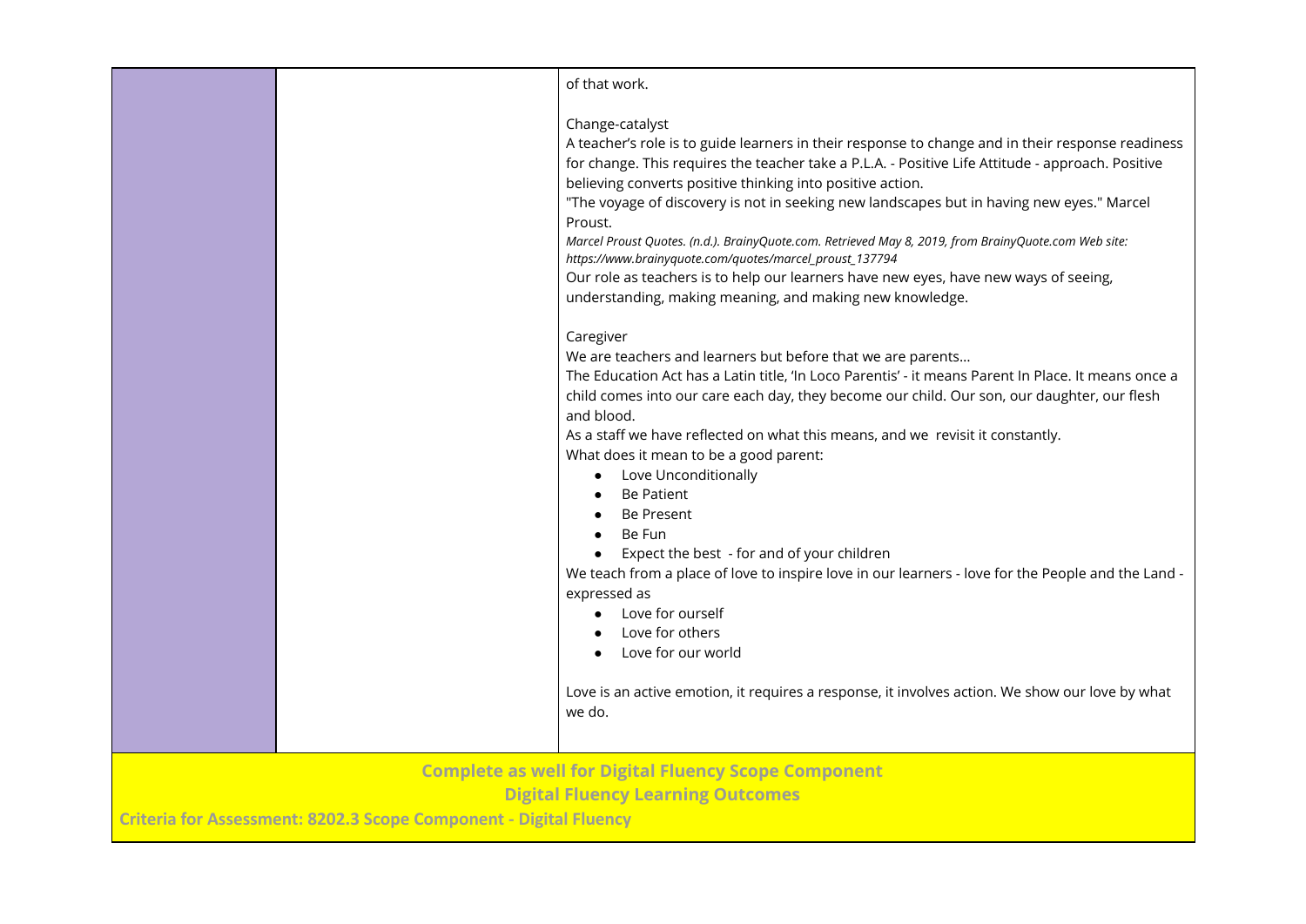| | | |
|---|---|---|
| | | of that work.<br><br>Change-catalyst<br>A teacher's role is to guide learners in their response to change and in their response readiness for change. This requires the teacher take a P.L.A. - Positive Life Attitude - approach. Positive believing converts positive thinking into positive action.<br>"The voyage of discovery is not in seeking new landscapes but in having new eyes." Marcel Proust.<br>*Marcel Proust Quotes. (n.d.). BrainyQuote.com. Retrieved May 8, 2019, from BrainyQuote.com Web site: https://www.brainyquote.com/quotes/marcel_proust_137794*<br>Our role as teachers is to help our learners have new eyes, have new ways of seeing, understanding, making meaning, and making new knowledge.<br><br>Caregiver<br>We are teachers and learners but before that we are parents...<br>The Education Act has a Latin title, 'In Loco Parentis' - it means Parent In Place. It means once a child comes into our care each day, they become our child. Our son, our daughter, our flesh and blood.<br>As a staff we have reflected on what this means, and we revisit it constantly.<br>What does it mean to be a good parent:<br>• Love Unconditionally<br>• Be Patient<br>• Be Present<br>• Be Fun<br>• Expect the best - for and of your children<br>We teach from a place of love to inspire love in our learners - love for the People and the Land - expressed as<br>• Love for ourself<br>• Love for others<br>• Love for our world<br><br>Love is an active emotion, it requires a response, it involves action. We show our love by what we do. |

**Complete as well for Digital Fluency Scope Component**

**Digital Fluency Learning Outcomes**

**Criteria for Assessment: 8202.3 Scope Component - Digital Fluency**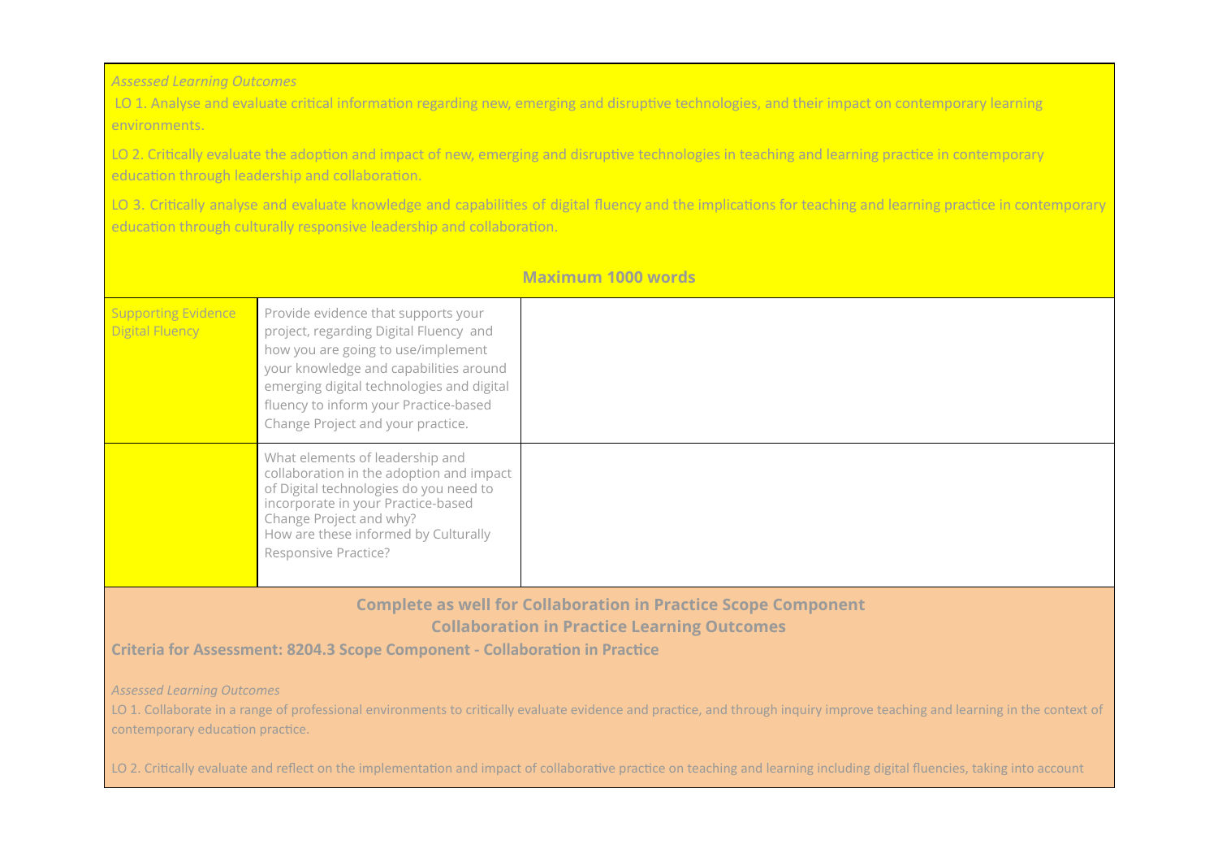*Assessed Learning Outcomes*

LO 1. Analyse and evaluate critical information regarding new, emerging and disruptive technologies, and their impact on contemporary learning environments.

LO 2. Critically evaluate the adoption and impact of new, emerging and disruptive technologies in teaching and learning practice in contemporary education through leadership and collaboration.

LO 3. Critically analyse and evaluate knowledge and capabilities of digital fluency and the implications for teaching and learning practice in contemporary education through culturally responsive leadership and collaboration.

**Maximum 1000 words**

| | | |
|---|---|---|
| Supporting Evidence Digital Fluency | Provide evidence that supports your project, regarding Digital Fluency and how you are going to use/implement your knowledge and capabilities around emerging digital technologies and digital fluency to inform your Practice-based Change Project and your practice. | |
| | What elements of leadership and collaboration in the adoption and impact of Digital technologies do you need to incorporate in your Practice-based Change Project and why?<br>How are these informed by Culturally Responsive Practice? | |

**Complete as well for Collaboration in Practice Scope Component**

**Collaboration in Practice Learning Outcomes**

**Criteria for Assessment: 8204.3 Scope Component - Collaboration in Practice**

*Assessed Learning Outcomes*

LO 1. Collaborate in a range of professional environments to critically evaluate evidence and practice, and through inquiry improve teaching and learning in the context of contemporary education practice.

LO 2. Critically evaluate and reflect on the implementation and impact of collaborative practice on teaching and learning including digital fluencies, taking into account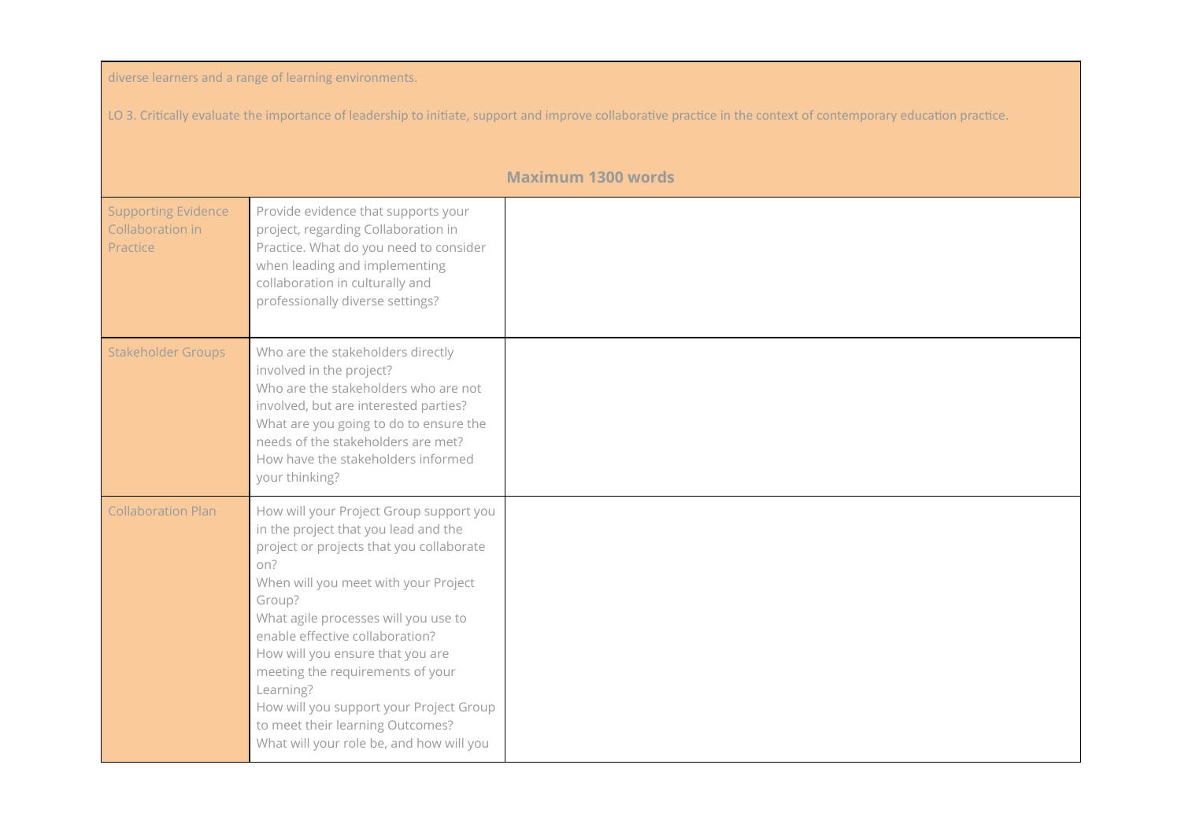| | | |
|---|---|---|
| diverse learners and a range of learning environments.<br><br>LO 3. Critically evaluate the importance of leadership to initiate, support and improve collaborative practice in the context of contemporary education practice.<br><br>**Maximum 1300 words** | | |
| Supporting Evidence Collaboration in Practice | Provide evidence that supports your project, regarding Collaboration in Practice. What do you need to consider when leading and implementing collaboration in culturally and professionally diverse settings? | |
| Stakeholder Groups | Who are the stakeholders directly involved in the project?<br>Who are the stakeholders who are not involved, but are interested parties?<br>What are you going to do to ensure the needs of the stakeholders are met?<br>How have the stakeholders informed your thinking? | |
| Collaboration Plan | How will your Project Group support you in the project that you lead and the project or projects that you collaborate on?<br>When will you meet with your Project Group?<br>What agile processes will you use to enable effective collaboration?<br>How will you ensure that you are meeting the requirements of your Learning?<br>How will you support your Project Group to meet their learning Outcomes?<br>What will your role be, and how will you | |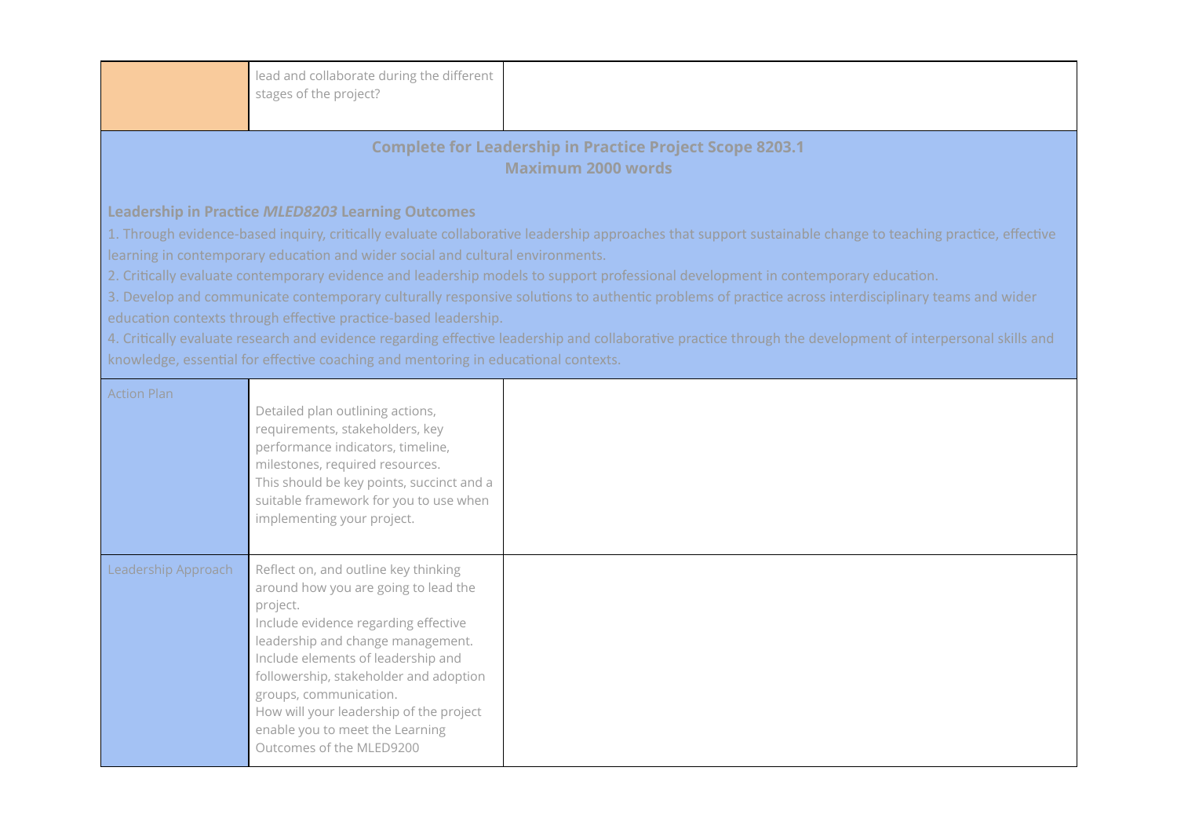| | | |
|---|---|---|
| | lead and collaborate during the different stages of the project? | |

**Complete for Leadership in Practice Project Scope 8203.1**
**Maximum 2000 words**

**Leadership in Practice *MLED8203* Learning Outcomes**

1. Through evidence-based inquiry, critically evaluate collaborative leadership approaches that support sustainable change to teaching practice, effective learning in contemporary education and wider social and cultural environments.
2. Critically evaluate contemporary evidence and leadership models to support professional development in contemporary education.
3. Develop and communicate contemporary culturally responsive solutions to authentic problems of practice across interdisciplinary teams and wider education contexts through effective practice-based leadership.
4. Critically evaluate research and evidence regarding effective leadership and collaborative practice through the development of interpersonal skills and knowledge, essential for effective coaching and mentoring in educational contexts.

| | | |
|---|---|---|
| Action Plan | Detailed plan outlining actions, requirements, stakeholders, key performance indicators, timeline, milestones, required resources. This should be key points, succinct and a suitable framework for you to use when implementing your project. | |
| Leadership Approach | Reflect on, and outline key thinking around how you are going to lead the project. Include evidence regarding effective leadership and change management. Include elements of leadership and followership, stakeholder and adoption groups, communication. How will your leadership of the project enable you to meet the Learning Outcomes of the MLED9200 | |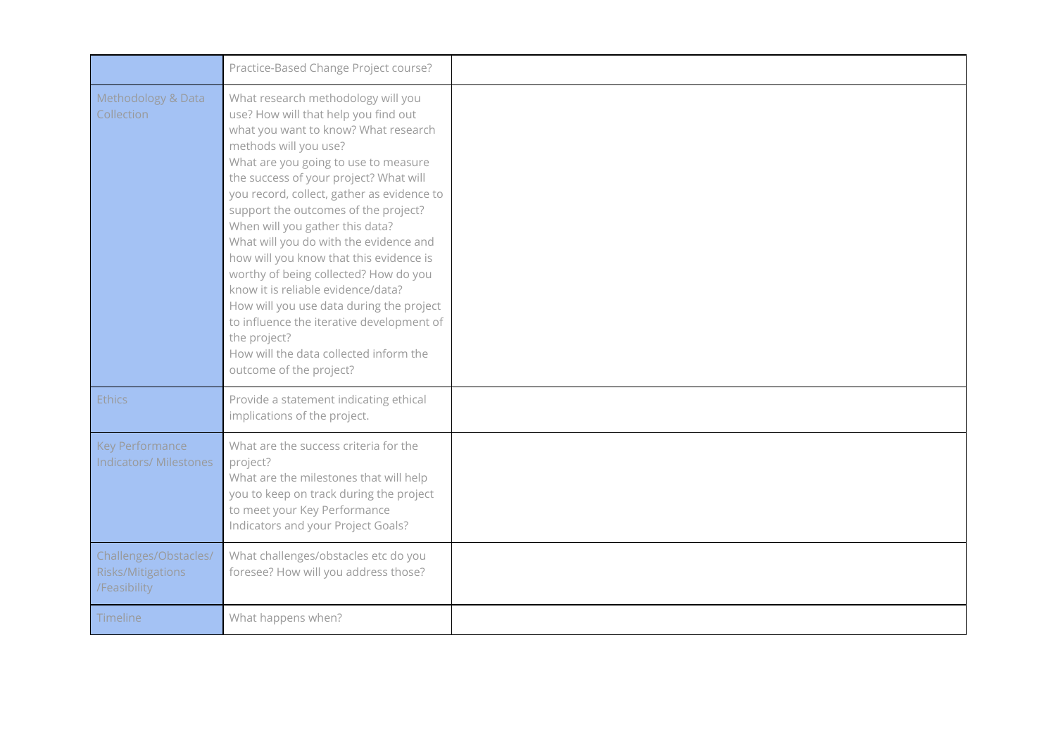| | | |
|---|---|---|
| | Practice-Based Change Project course? | |
| Methodology & Data Collection | What research methodology will you use? How will that help you find out what you want to know? What research methods will you use?<br>What are you going to use to measure the success of your project? What will you record, collect, gather as evidence to support the outcomes of the project? When will you gather this data?<br>What will you do with the evidence and how will you know that this evidence is worthy of being collected? How do you know it is reliable evidence/data?<br>How will you use data during the project to influence the iterative development of the project?<br>How will the data collected inform the outcome of the project? | |
| Ethics | Provide a statement indicating ethical implications of the project. | |
| Key Performance Indicators/ Milestones | What are the success criteria for the project?<br>What are the milestones that will help you to keep on track during the project to meet your Key Performance Indicators and your Project Goals? | |
| Challenges/Obstacles/ Risks/Mitigations /Feasibility | What challenges/obstacles etc do you foresee? How will you address those? | |
| Timeline | What happens when? | |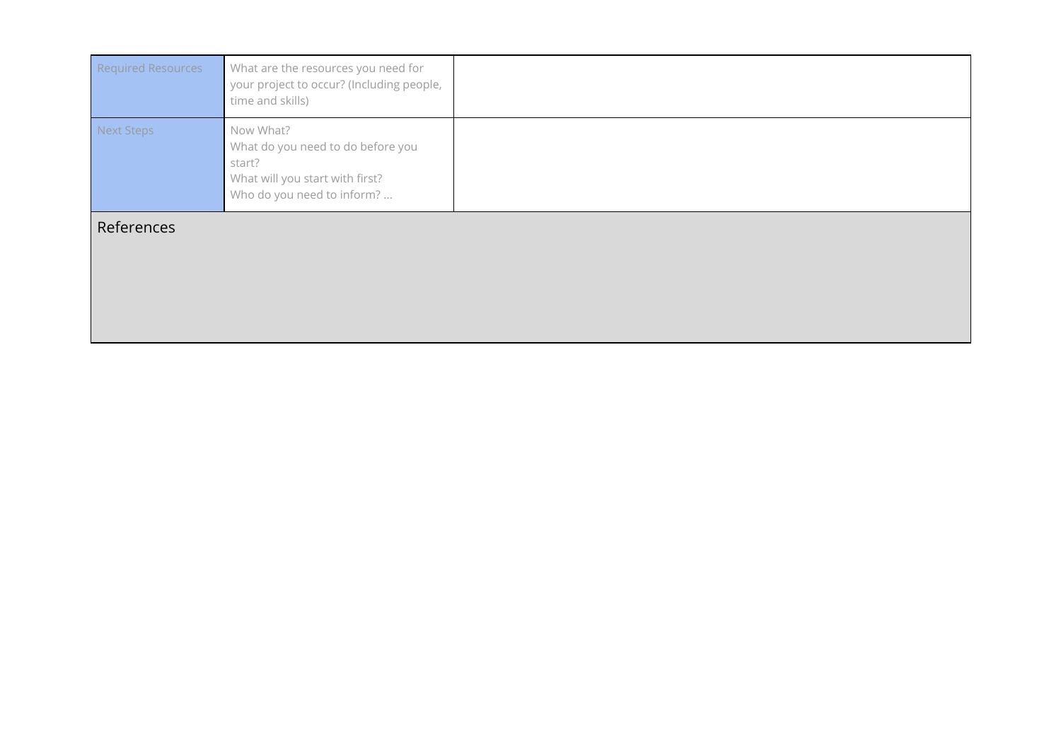| | | |
|---|---|---|
| Required Resources | What are the resources you need for your project to occur? (Including people, time and skills) | |
| Next Steps | Now What?<br>What do you need to do before you start?<br>What will you start with first?<br>Who do you need to inform? ... | |

References